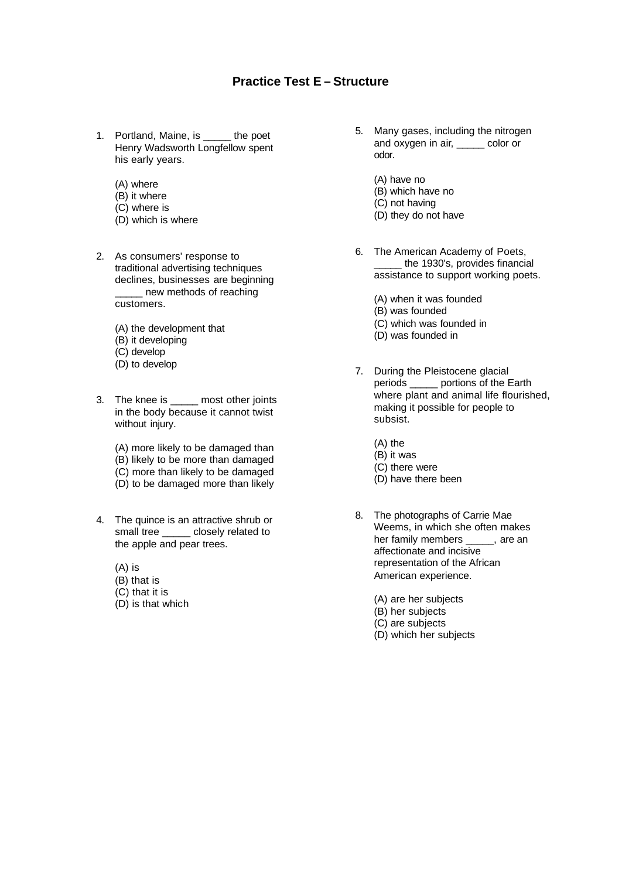# Practice Test E – Structure

1. Portland, Maine, is _____ the poet Henry Wadsworth Longfellow spent his early years.

   (A) where
   (B) it where
   (C) where is
   (D) which is where

2. As consumers' response to traditional advertising techniques declines, businesses are beginning _____ new methods of reaching customers.

   (A) the development that
   (B) it developing
   (C) develop
   (D) to develop

3. The knee is _____ most other joints in the body because it cannot twist without injury.

   (A) more likely to be damaged than
   (B) likely to be more than damaged
   (C) more than likely to be damaged
   (D) to be damaged more than likely

4. The quince is an attractive shrub or small tree _____ closely related to the apple and pear trees.

   (A) is
   (B) that is
   (C) that it is
   (D) is that which

5. Many gases, including the nitrogen and oxygen in air, _____ color or odor.

   (A) have no
   (B) which have no
   (C) not having
   (D) they do not have

6. The American Academy of Poets, _____ the 1930's, provides financial assistance to support working poets.

   (A) when it was founded
   (B) was founded
   (C) which was founded in
   (D) was founded in

7. During the Pleistocene glacial periods _____ portions of the Earth where plant and animal life flourished, making it possible for people to subsist.

   (A) the
   (B) it was
   (C) there were
   (D) have there been

8. The photographs of Carrie Mae Weems, in which she often makes her family members _____, are an affectionate and incisive representation of the African American experience.

   (A) are her subjects
   (B) her subjects
   (C) are subjects
   (D) which her subjects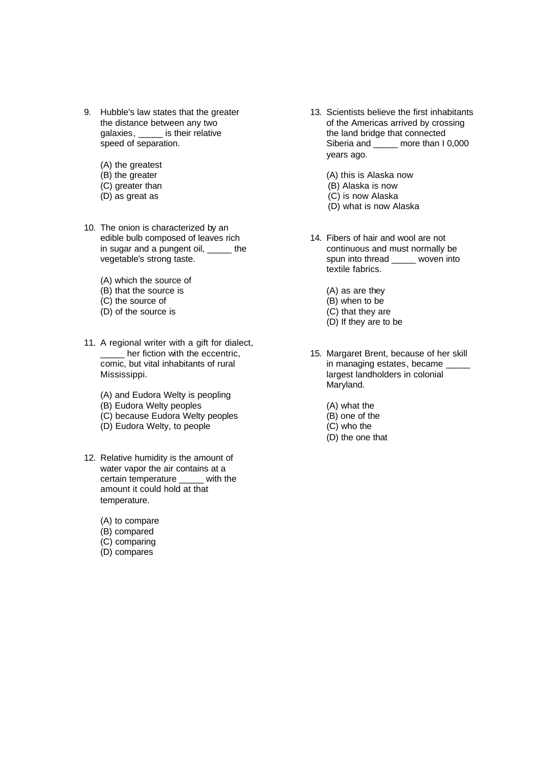9. Hubble's law states that the greater the distance between any two galaxies, _____ is their relative speed of separation.

   (A) the greatest
   (B) the greater
   (C) greater than
   (D) as great as

10. The onion is characterized by an edible bulb composed of leaves rich in sugar and a pungent oil, _____ the vegetable's strong taste.

    (A) which the source of
    (B) that the source is
    (C) the source of
    (D) of the source is

11. A regional writer with a gift for dialect, _____ her fiction with the eccentric, comic, but vital inhabitants of rural Mississippi.

    (A) and Eudora Welty is peopling
    (B) Eudora Welty peoples
    (C) because Eudora Welty peoples
    (D) Eudora Welty, to people

12. Relative humidity is the amount of water vapor the air contains at a certain temperature _____ with the amount it could hold at that temperature.

    (A) to compare
    (B) compared
    (C) comparing
    (D) compares

13. Scientists believe the first inhabitants of the Americas arrived by crossing the land bridge that connected Siberia and _____ more than I 0,000 years ago.

    (A) this is Alaska now
    (B) Alaska is now
    (C) is now Alaska
    (D) what is now Alaska

14. Fibers of hair and wool are not continuous and must normally be spun into thread _____ woven into textile fabrics.

    (A) as are they
    (B) when to be
    (C) that they are
    (D) If they are to be

15. Margaret Brent, because of her skill in managing estates, became _____ largest landholders in colonial Maryland.

    (A) what the
    (B) one of the
    (C) who the
    (D) the one that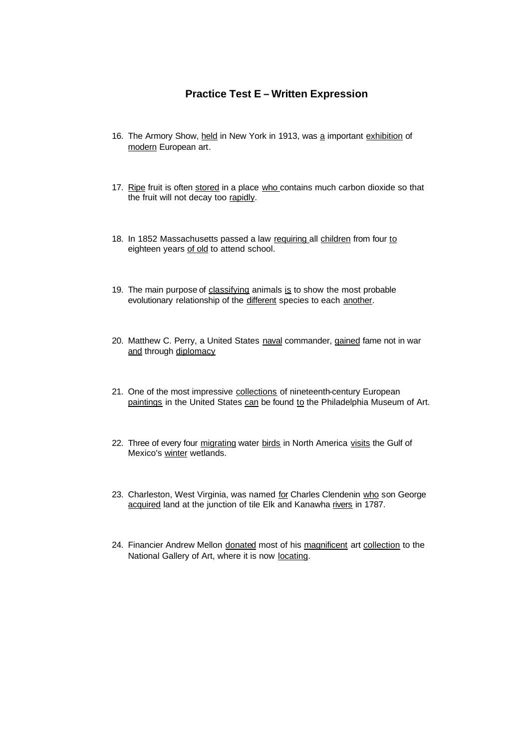## Practice Test E – Written Expression

16. The Armory Show, <u>held</u> in New York in 1913, was <u>a</u> important <u>exhibition</u> of <u>modern</u> European art.

17. <u>Ripe</u> fruit is often <u>stored</u> in a place <u>who</u> contains much carbon dioxide so that the fruit will not decay too <u>rapidly</u>.

18. In 1852 Massachusetts passed a law <u>requiring</u> all <u>children</u> from four <u>to</u> eighteen years <u>of old</u> to attend school.

19. The main purpose of <u>classifying</u> animals <u>is</u> to show the most probable evolutionary relationship of the <u>different</u> species to each <u>another</u>.

20. Matthew C. Perry, a United States <u>naval</u> commander, <u>gained</u> fame not in war <u>and</u> through <u>diplomacy</u>

21. One of the most impressive <u>collections</u> of nineteenth-century European <u>paintings</u> in the United States <u>can</u> be found <u>to</u> the Philadelphia Museum of Art.

22. Three of every four <u>migrating</u> water <u>birds</u> in North America <u>visits</u> the Gulf of Mexico's <u>winter</u> wetlands.

23. Charleston, West Virginia, was named <u>for</u> Charles Clendenin <u>who</u> son George <u>acquired</u> land at the junction of tile Elk and Kanawha <u>rivers</u> in 1787.

24. Financier Andrew Mellon <u>donated</u> most of his <u>magnificent</u> art <u>collection</u> to the National Gallery of Art, where it is now <u>locating</u>.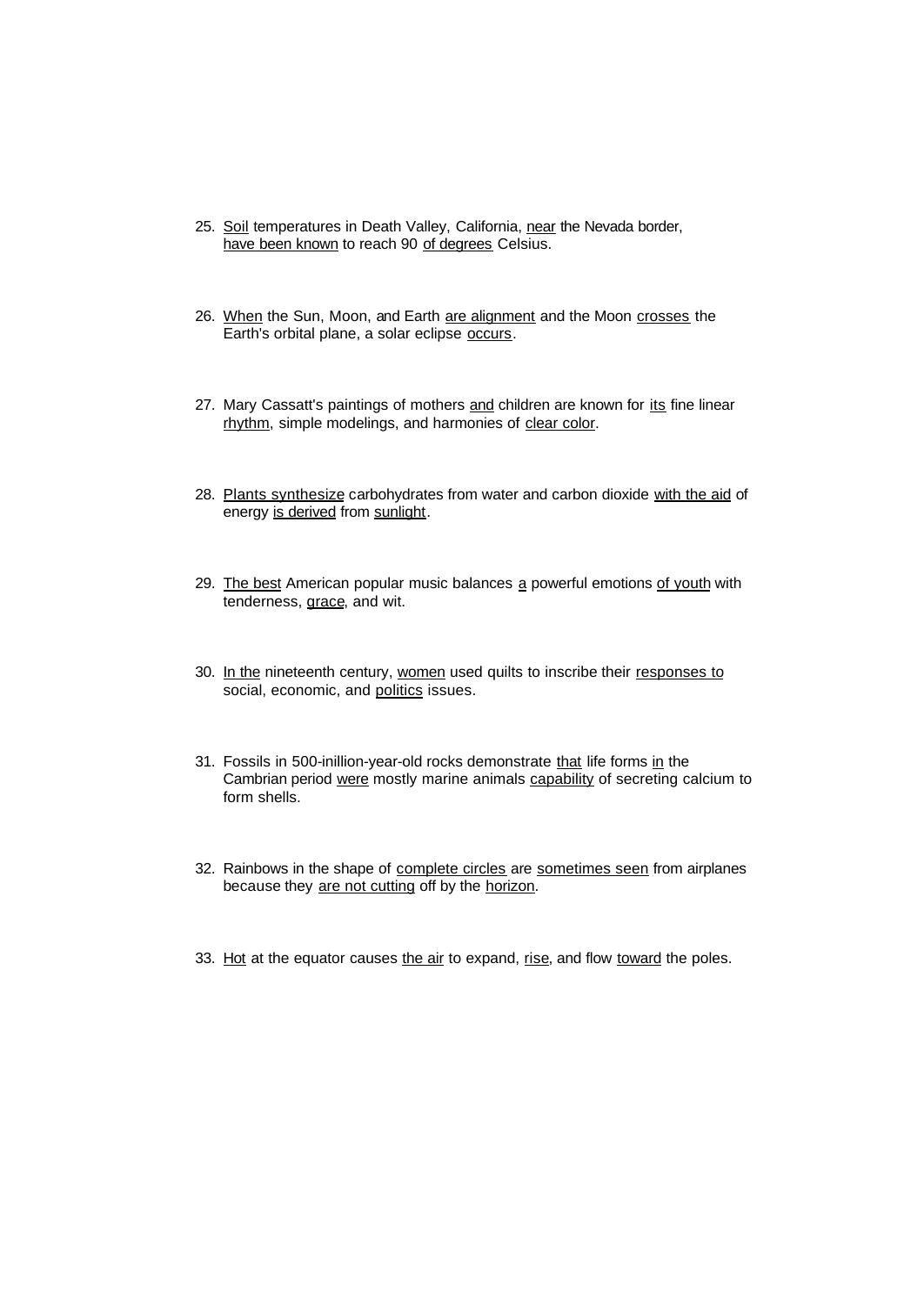25. <u>Soil</u> temperatures in Death Valley, California, <u>near</u> the Nevada border, <u>have been known</u> to reach 90 <u>of degrees</u> Celsius.

26. <u>When</u> the Sun, Moon, and Earth <u>are alignment</u> and the Moon <u>crosses</u> the Earth's orbital plane, a solar eclipse <u>occurs</u>.

27. Mary Cassatt's paintings of mothers <u>and</u> children are known for <u>its</u> fine linear <u>rhythm</u>, simple modelings, and harmonies of <u>clear color</u>.

28. <u>Plants synthesize</u> carbohydrates from water and carbon dioxide <u>with the aid</u> of energy <u>is derived</u> from <u>sunlight</u>.

29. <u>The best</u> American popular music balances <u>a</u> powerful emotions <u>of youth</u> with tenderness, <u>grace</u>, and wit.

30. <u>In the</u> nineteenth century, <u>women</u> used quilts to inscribe their <u>responses to</u> social, economic, and <u>politics</u> issues.

31. Fossils in 500-inillion-year-old rocks demonstrate <u>that</u> life forms <u>in</u> the Cambrian period <u>were</u> mostly marine animals <u>capability</u> of secreting calcium to form shells.

32. Rainbows in the shape of <u>complete circles</u> are <u>sometimes seen</u> from airplanes because they <u>are not cutting</u> off by the <u>horizon</u>.

33. <u>Hot</u> at the equator causes <u>the air</u> to expand, <u>rise</u>, and flow <u>toward</u> the poles.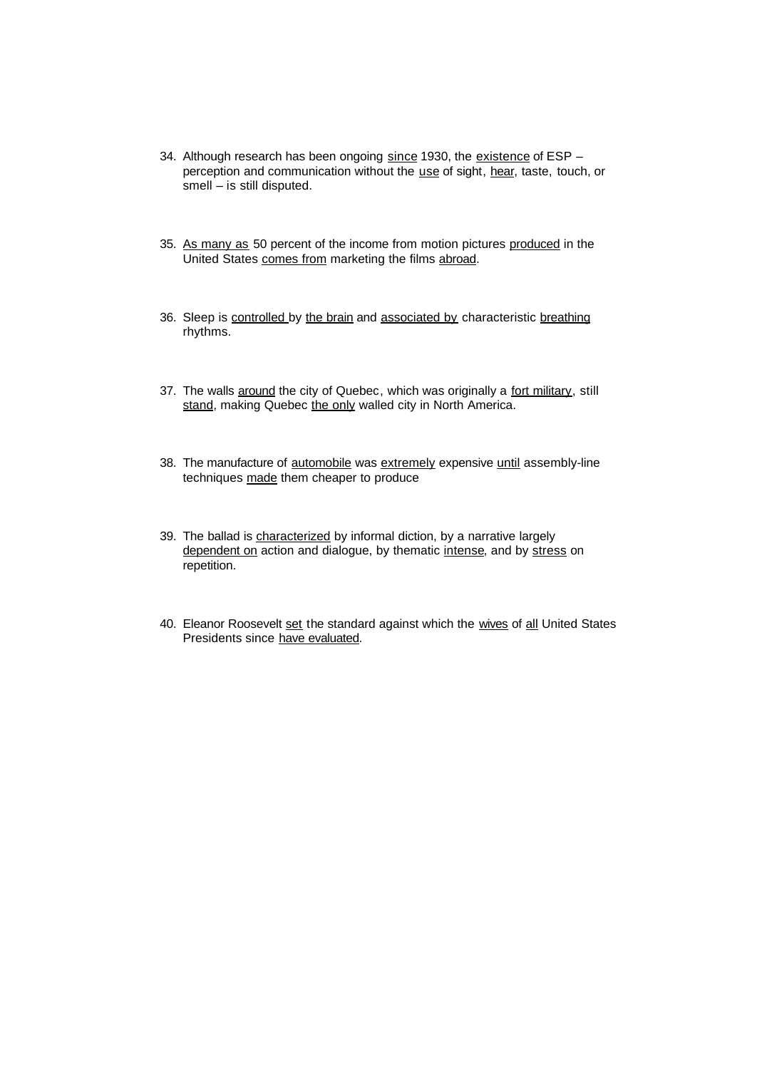34. Although research has been ongoing <u>since</u> 1930, the <u>existence</u> of ESP – perception and communication without the <u>use</u> of sight, <u>hear</u>, taste, touch, or smell – is still disputed.

35. <u>As many as</u> 50 percent of the income from motion pictures <u>produced</u> in the United States <u>comes from</u> marketing the films <u>abroad</u>.

36. Sleep is <u>controlled</u> by <u>the brain</u> and <u>associated by</u> characteristic <u>breathing</u> rhythms.

37. The walls <u>around</u> the city of Quebec, which was originally a <u>fort military</u>, still <u>stand</u>, making Quebec <u>the only</u> walled city in North America.

38. The manufacture of <u>automobile</u> was <u>extremely</u> expensive <u>until</u> assembly-line techniques <u>made</u> them cheaper to produce

39. The ballad is <u>characterized</u> by informal diction, by a narrative largely <u>dependent on</u> action and dialogue, by thematic <u>intense</u>, and by <u>stress</u> on repetition.

40. Eleanor Roosevelt <u>set</u> the standard against which the <u>wives</u> of <u>all</u> United States Presidents since <u>have evaluated</u>.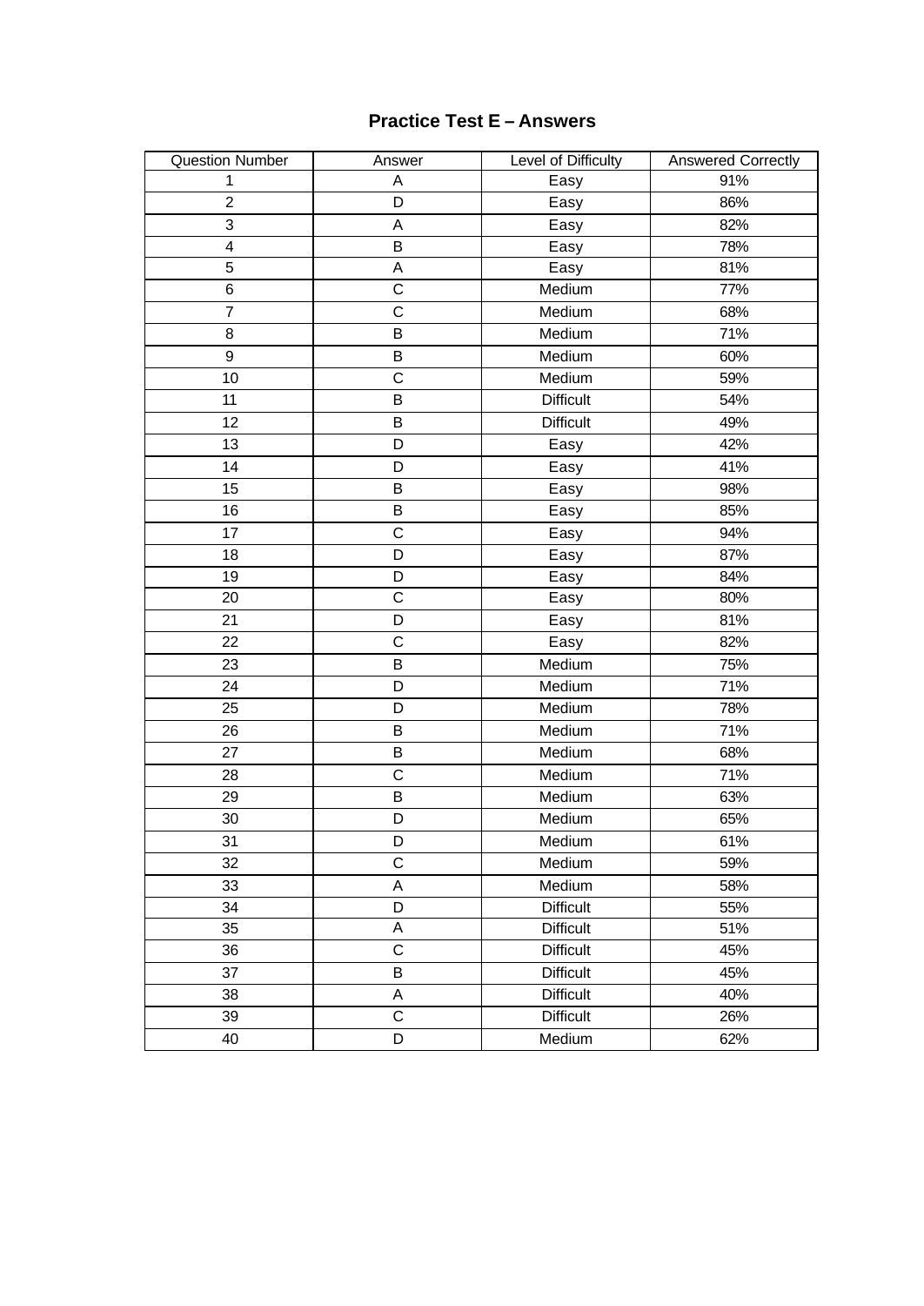# Practice Test E – Answers

| Question Number | Answer | Level of Difficulty | Answered Correctly |
|---|---|---|---|
| 1 | A | Easy | 91% |
| 2 | D | Easy | 86% |
| 3 | A | Easy | 82% |
| 4 | B | Easy | 78% |
| 5 | A | Easy | 81% |
| 6 | C | Medium | 77% |
| 7 | C | Medium | 68% |
| 8 | B | Medium | 71% |
| 9 | B | Medium | 60% |
| 10 | C | Medium | 59% |
| 11 | B | Difficult | 54% |
| 12 | B | Difficult | 49% |
| 13 | D | Easy | 42% |
| 14 | D | Easy | 41% |
| 15 | B | Easy | 98% |
| 16 | B | Easy | 85% |
| 17 | C | Easy | 94% |
| 18 | D | Easy | 87% |
| 19 | D | Easy | 84% |
| 20 | C | Easy | 80% |
| 21 | D | Easy | 81% |
| 22 | C | Easy | 82% |
| 23 | B | Medium | 75% |
| 24 | D | Medium | 71% |
| 25 | D | Medium | 78% |
| 26 | B | Medium | 71% |
| 27 | B | Medium | 68% |
| 28 | C | Medium | 71% |
| 29 | B | Medium | 63% |
| 30 | D | Medium | 65% |
| 31 | D | Medium | 61% |
| 32 | C | Medium | 59% |
| 33 | A | Medium | 58% |
| 34 | D | Difficult | 55% |
| 35 | A | Difficult | 51% |
| 36 | C | Difficult | 45% |
| 37 | B | Difficult | 45% |
| 38 | A | Difficult | 40% |
| 39 | C | Difficult | 26% |
| 40 | D | Medium | 62% |